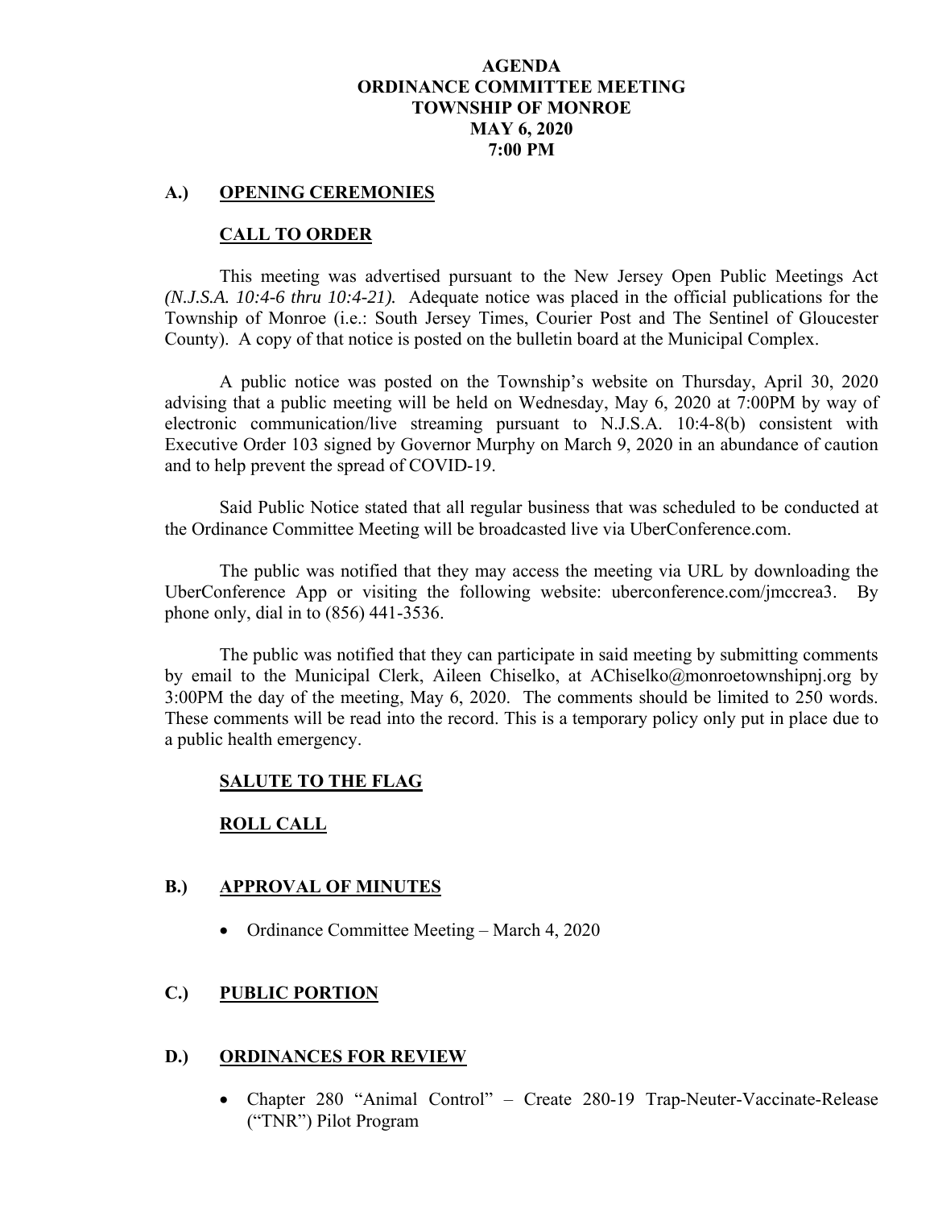# AGENDA
# ORDINANCE COMMITTEE MEETING
# TOWNSHIP OF MONROE
# MAY 6, 2020
# 7:00 PM

## A.) OPENING CEREMONIES

### CALL TO ORDER

This meeting was advertised pursuant to the New Jersey Open Public Meetings Act *(N.J.S.A. 10:4-6 thru 10:4-21).* Adequate notice was placed in the official publications for the Township of Monroe (i.e.: South Jersey Times, Courier Post and The Sentinel of Gloucester County). A copy of that notice is posted on the bulletin board at the Municipal Complex.

A public notice was posted on the Township's website on Thursday, April 30, 2020 advising that a public meeting will be held on Wednesday, May 6, 2020 at 7:00PM by way of electronic communication/live streaming pursuant to N.J.S.A. 10:4-8(b) consistent with Executive Order 103 signed by Governor Murphy on March 9, 2020 in an abundance of caution and to help prevent the spread of COVID-19.

Said Public Notice stated that all regular business that was scheduled to be conducted at the Ordinance Committee Meeting will be broadcasted live via UberConference.com.

The public was notified that they may access the meeting via URL by downloading the UberConference App or visiting the following website: uberconference.com/jmccrea3. By phone only, dial in to (856) 441-3536.

The public was notified that they can participate in said meeting by submitting comments by email to the Municipal Clerk, Aileen Chiselko, at AChiselko@monroetownshipnj.org by 3:00PM the day of the meeting, May 6, 2020. The comments should be limited to 250 words. These comments will be read into the record. This is a temporary policy only put in place due to a public health emergency.

### SALUTE TO THE FLAG

### ROLL CALL

## B.) APPROVAL OF MINUTES

- Ordinance Committee Meeting – March 4, 2020

## C.) PUBLIC PORTION

## D.) ORDINANCES FOR REVIEW

- Chapter 280 "Animal Control" – Create 280-19 Trap-Neuter-Vaccinate-Release ("TNR") Pilot Program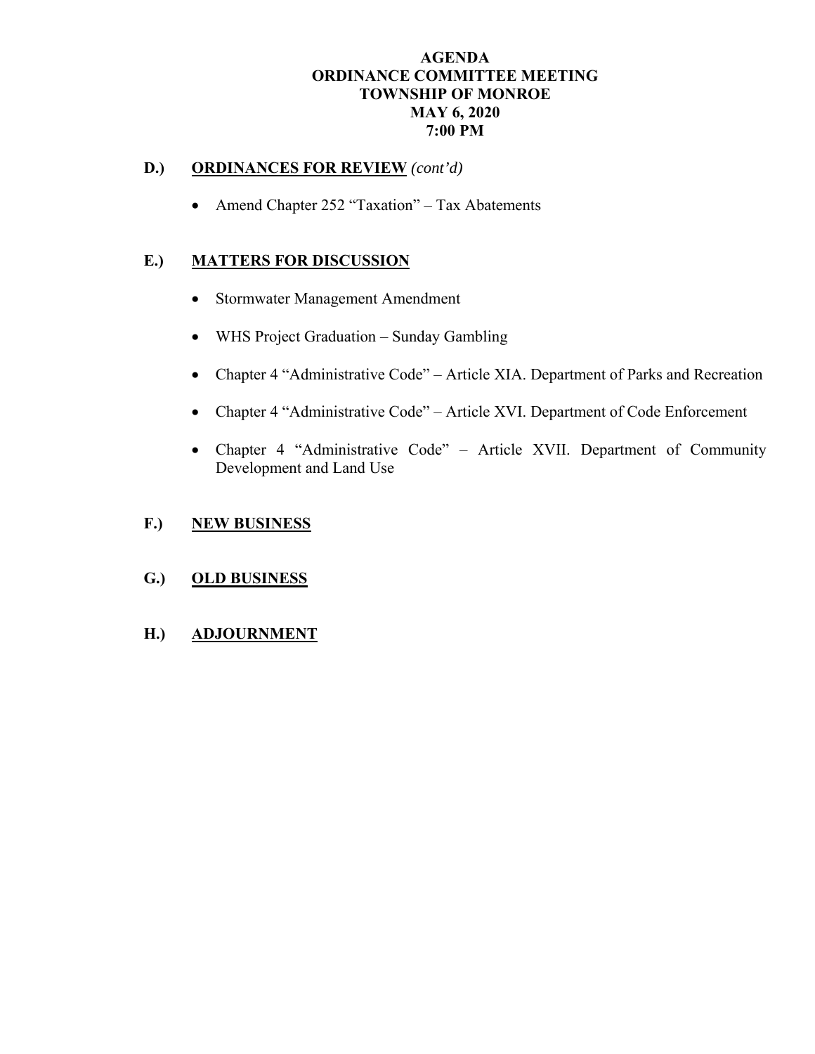**AGENDA**
**ORDINANCE COMMITTEE MEETING**
**TOWNSHIP OF MONROE**
**MAY 6, 2020**
**7:00 PM**

## D.) **ORDINANCES FOR REVIEW** *(cont'd)*

- Amend Chapter 252 "Taxation" – Tax Abatements

## E.) **MATTERS FOR DISCUSSION**

- Stormwater Management Amendment
- WHS Project Graduation – Sunday Gambling
- Chapter 4 "Administrative Code" – Article XIA. Department of Parks and Recreation
- Chapter 4 "Administrative Code" – Article XVI. Department of Code Enforcement
- Chapter 4 "Administrative Code" – Article XVII. Department of Community Development and Land Use

## F.) **NEW BUSINESS**

## G.) **OLD BUSINESS**

## H.) **ADJOURNMENT**